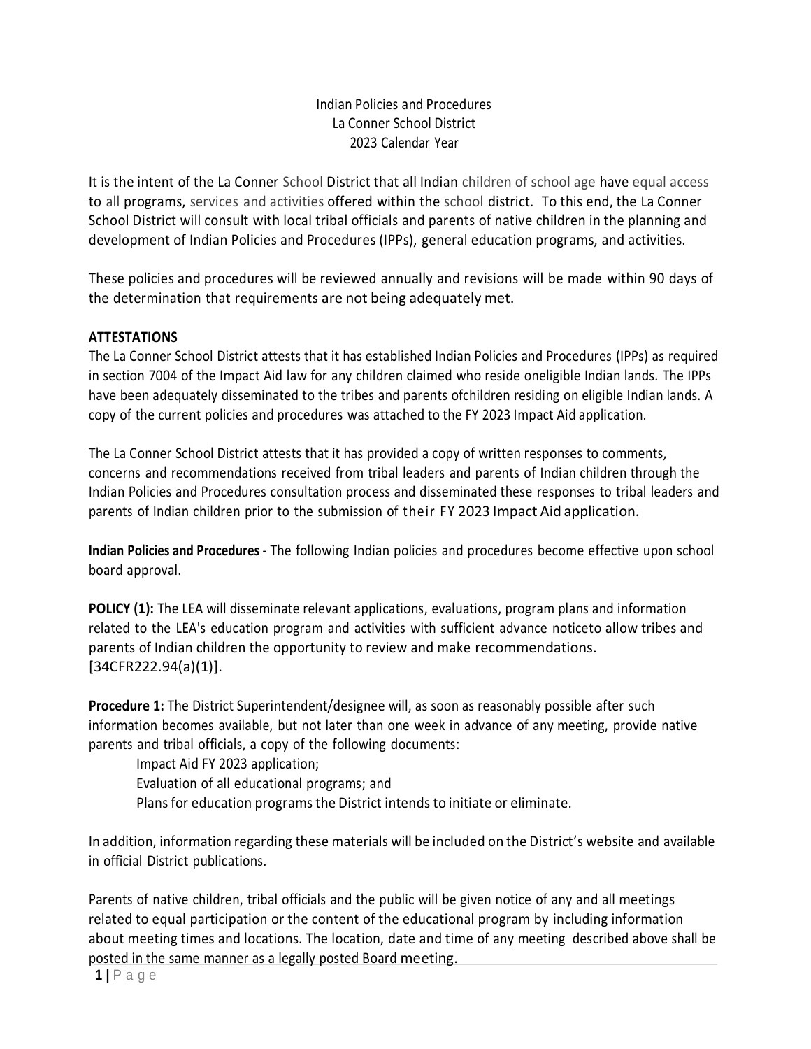Indian Policies and Procedures
La Conner School District
2023 Calendar Year

It is the intent of the La Conner School District that all Indian children of school age have equal access to all programs, services and activities offered within the school district. To this end, the La Conner School District will consult with local tribal officials and parents of native children in the planning and development of Indian Policies and Procedures (IPPs), general education programs, and activities.

These policies and procedures will be reviewed annually and revisions will be made within 90 days of the determination that requirements are not being adequately met.

**ATTESTATIONS**
The La Conner School District attests that it has established Indian Policies and Procedures (IPPs) as required in section 7004 of the Impact Aid law for any children claimed who reside oneligible Indian lands. The IPPs have been adequately disseminated to the tribes and parents ofchildren residing on eligible Indian lands. A copy of the current policies and procedures was attached to the FY 2023 Impact Aid application.

The La Conner School District attests that it has provided a copy of written responses to comments, concerns and recommendations received from tribal leaders and parents of Indian children through the Indian Policies and Procedures consultation process and disseminated these responses to tribal leaders and parents of Indian children prior to the submission of their FY 2023 Impact Aid application.

**Indian Policies and Procedures** - The following Indian policies and procedures become effective upon school board approval.

**POLICY (1):** The LEA will disseminate relevant applications, evaluations, program plans and information related to the LEA's education program and activities with sufficient advance noticeto allow tribes and parents of Indian children the opportunity to review and make recommendations. [34CFR222.94(a)(1)].

**Procedure 1:** The District Superintendent/designee will, as soon as reasonably possible after such information becomes available, but not later than one week in advance of any meeting, provide native parents and tribal officials, a copy of the following documents:

Impact Aid FY 2023 application;
Evaluation of all educational programs; and
Plans for education programs the District intends to initiate or eliminate.

In addition, information regarding these materials will be included on the District's website and available in official District publications.

Parents of native children, tribal officials and the public will be given notice of any and all meetings related to equal participation or the content of the educational program by including information about meeting times and locations. The location, date and time of any meeting described above shall be posted in the same manner as a legally posted Board meeting.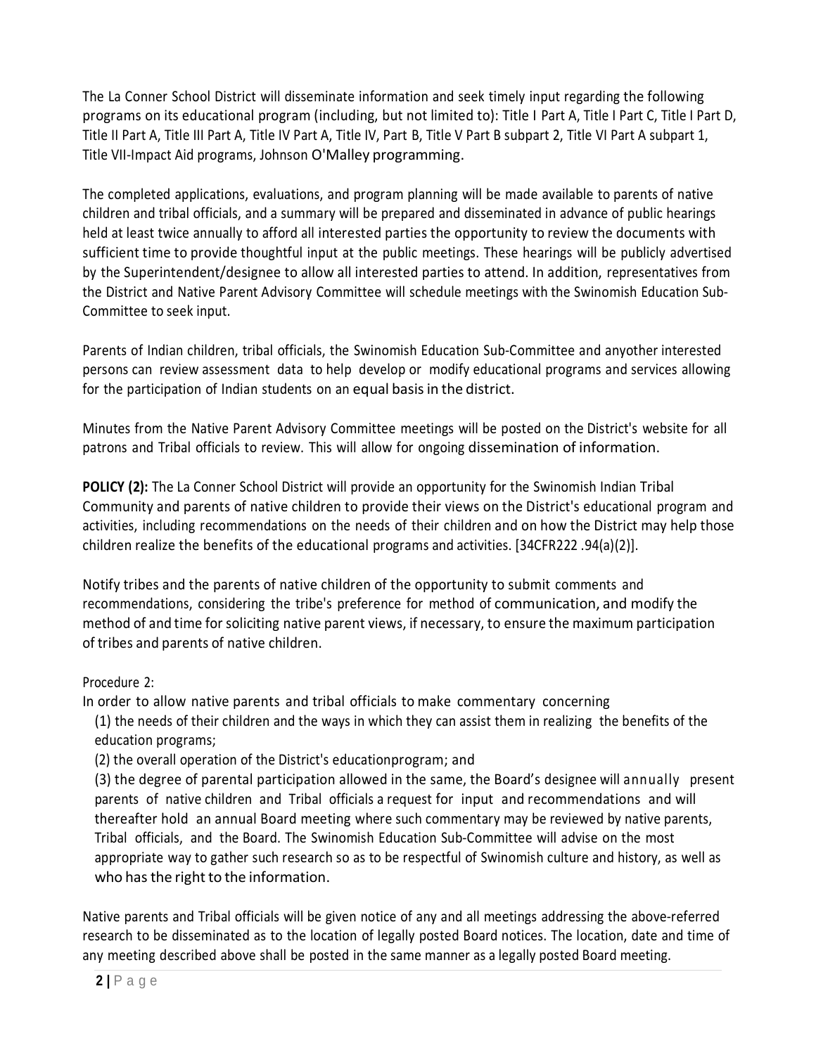The La Conner School District will disseminate information and seek timely input regarding the following programs on its educational program (including, but not limited to): Title I Part A, Title I Part C, Title I Part D, Title II Part A, Title III Part A, Title IV Part A, Title IV, Part B, Title V Part B subpart 2, Title VI Part A subpart 1, Title VII-Impact Aid programs, Johnson O'Malley programming.

The completed applications, evaluations, and program planning will be made available to parents of native children and tribal officials, and a summary will be prepared and disseminated in advance of public hearings held at least twice annually to afford all interested parties the opportunity to review the documents with sufficient time to provide thoughtful input at the public meetings. These hearings will be publicly advertised by the Superintendent/designee to allow all interested parties to attend. In addition, representatives from the District and Native Parent Advisory Committee will schedule meetings with the Swinomish Education Sub-Committee to seek input.

Parents of Indian children, tribal officials, the Swinomish Education Sub-Committee and anyother interested persons can review assessment data to help develop or modify educational programs and services allowing for the participation of Indian students on an equal basis in the district.

Minutes from the Native Parent Advisory Committee meetings will be posted on the District's website for all patrons and Tribal officials to review. This will allow for ongoing dissemination of information.

**POLICY (2):** The La Conner School District will provide an opportunity for the Swinomish Indian Tribal Community and parents of native children to provide their views on the District's educational program and activities, including recommendations on the needs of their children and on how the District may help those children realize the benefits of the educational programs and activities. [34CFR222 .94(a)(2)].

Notify tribes and the parents of native children of the opportunity to submit comments and recommendations, considering the tribe's preference for method of communication, and modify the method of and time for soliciting native parent views, if necessary, to ensure the maximum participation of tribes and parents of native children.

Procedure 2:

In order to allow native parents and tribal officials to make commentary concerning

(1) the needs of their children and the ways in which they can assist them in realizing the benefits of the education programs;

(2) the overall operation of the District's educationprogram; and

(3) the degree of parental participation allowed in the same, the Board's designee will annually present parents of native children and Tribal officials a request for input and recommendations and will thereafter hold an annual Board meeting where such commentary may be reviewed by native parents, Tribal officials, and the Board. The Swinomish Education Sub-Committee will advise on the most appropriate way to gather such research so as to be respectful of Swinomish culture and history, as well as who has the right to the information.

Native parents and Tribal officials will be given notice of any and all meetings addressing the above-referred research to be disseminated as to the location of legally posted Board notices. The location, date and time of any meeting described above shall be posted in the same manner as a legally posted Board meeting.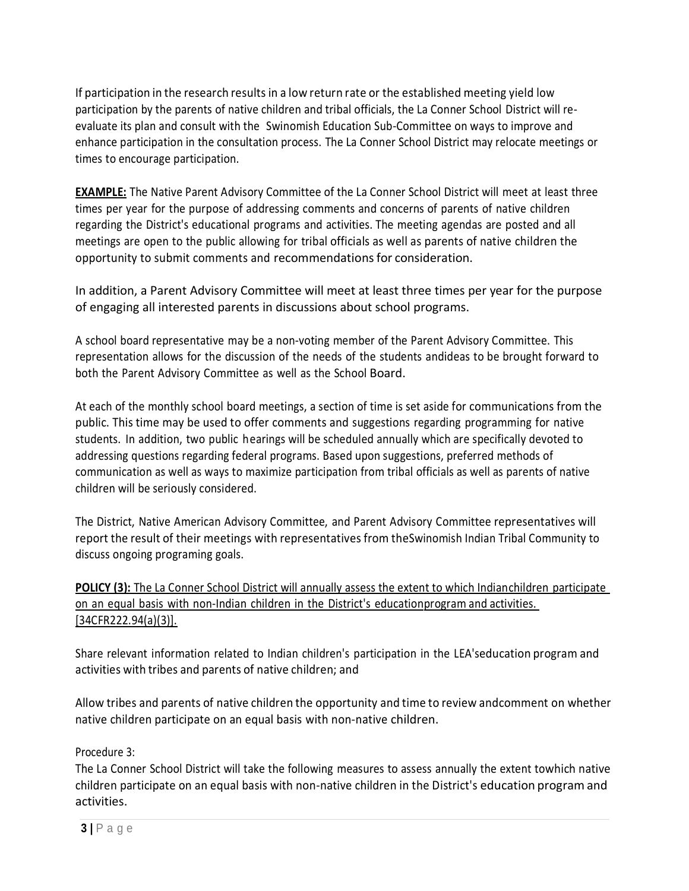If participation in the research results in a low return rate or the established meeting yield low participation by the parents of native children and tribal officials, the La Conner School District will re-evaluate its plan and consult with the Swinomish Education Sub-Committee on ways to improve and enhance participation in the consultation process. The La Conner School District may relocate meetings or times to encourage participation.

**EXAMPLE:** The Native Parent Advisory Committee of the La Conner School District will meet at least three times per year for the purpose of addressing comments and concerns of parents of native children regarding the District's educational programs and activities. The meeting agendas are posted and all meetings are open to the public allowing for tribal officials as well as parents of native children the opportunity to submit comments and recommendations for consideration.

In addition, a Parent Advisory Committee will meet at least three times per year for the purpose of engaging all interested parents in discussions about school programs.

A school board representative may be a non-voting member of the Parent Advisory Committee. This representation allows for the discussion of the needs of the students andideas to be brought forward to both the Parent Advisory Committee as well as the School Board.

At each of the monthly school board meetings, a section of time is set aside for communications from the public. This time may be used to offer comments and suggestions regarding programming for native students. In addition, two public hearings will be scheduled annually which are specifically devoted to addressing questions regarding federal programs. Based upon suggestions, preferred methods of communication as well as ways to maximize participation from tribal officials as well as parents of native children will be seriously considered.

The District, Native American Advisory Committee, and Parent Advisory Committee representatives will report the result of their meetings with representatives from theSwinomish Indian Tribal Community to discuss ongoing programing goals.

**POLICY (3):** The La Conner School District will annually assess the extent to which Indianchildren participate on an equal basis with non-Indian children in the District's educationprogram and activities. [34CFR222.94(a)(3)].

Share relevant information related to Indian children's participation in the LEA'seducation program and activities with tribes and parents of native children; and

Allow tribes and parents of native children the opportunity and time to review andcomment on whether native children participate on an equal basis with non-native children.

Procedure 3:
The La Conner School District will take the following measures to assess annually the extent towhich native children participate on an equal basis with non-native children in the District's education program and activities.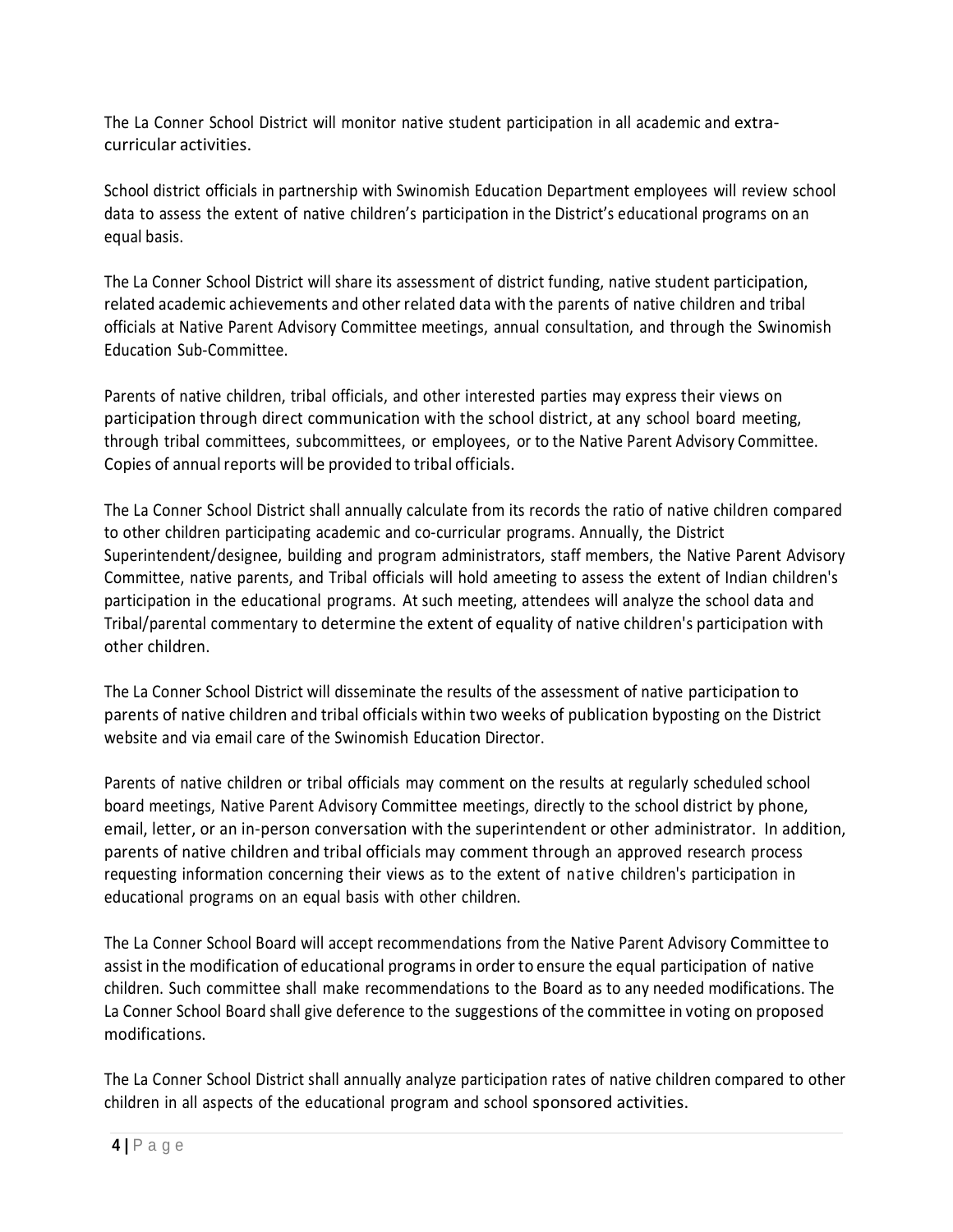The La Conner School District will monitor native student participation in all academic and extra-curricular activities.

School district officials in partnership with Swinomish Education Department employees will review school data to assess the extent of native children's participation in the District's educational programs on an equal basis.

The La Conner School District will share its assessment of district funding, native student participation, related academic achievements and other related data with the parents of native children and tribal officials at Native Parent Advisory Committee meetings, annual consultation, and through the Swinomish Education Sub-Committee.

Parents of native children, tribal officials, and other interested parties may express their views on participation through direct communication with the school district, at any school board meeting, through tribal committees, subcommittees, or employees, or to the Native Parent Advisory Committee. Copies of annual reports will be provided to tribal officials.

The La Conner School District shall annually calculate from its records the ratio of native children compared to other children participating academic and co-curricular programs. Annually, the District Superintendent/designee, building and program administrators, staff members, the Native Parent Advisory Committee, native parents, and Tribal officials will hold ameeting to assess the extent of Indian children's participation in the educational programs. At such meeting, attendees will analyze the school data and Tribal/parental commentary to determine the extent of equality of native children's participation with other children.

The La Conner School District will disseminate the results of the assessment of native participation to parents of native children and tribal officials within two weeks of publication byposting on the District website and via email care of the Swinomish Education Director.

Parents of native children or tribal officials may comment on the results at regularly scheduled school board meetings, Native Parent Advisory Committee meetings, directly to the school district by phone, email, letter, or an in-person conversation with the superintendent or other administrator. In addition, parents of native children and tribal officials may comment through an approved research process requesting information concerning their views as to the extent of native children's participation in educational programs on an equal basis with other children.

The La Conner School Board will accept recommendations from the Native Parent Advisory Committee to assist in the modification of educational programs in order to ensure the equal participation of native children. Such committee shall make recommendations to the Board as to any needed modifications. The La Conner School Board shall give deference to the suggestions of the committee in voting on proposed modifications.

The La Conner School District shall annually analyze participation rates of native children compared to other children in all aspects of the educational program and school sponsored activities.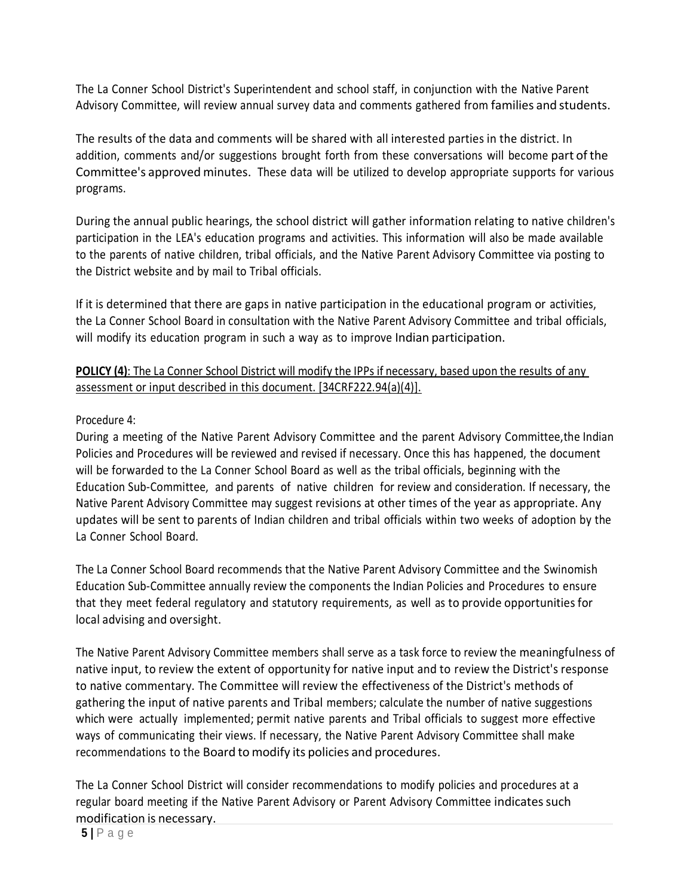The La Conner School District's Superintendent and school staff, in conjunction with the Native Parent Advisory Committee, will review annual survey data and comments gathered from families and students.

The results of the data and comments will be shared with all interested parties in the district. In addition, comments and/or suggestions brought forth from these conversations will become part of the Committee's approved minutes. These data will be utilized to develop appropriate supports for various programs.

During the annual public hearings, the school district will gather information relating to native children's participation in the LEA's education programs and activities. This information will also be made available to the parents of native children, tribal officials, and the Native Parent Advisory Committee via posting to the District website and by mail to Tribal officials.

If it is determined that there are gaps in native participation in the educational program or activities, the La Conner School Board in consultation with the Native Parent Advisory Committee and tribal officials, will modify its education program in such a way as to improve Indian participation.

**POLICY (4)**: The La Conner School District will modify the IPPs if necessary, based upon the results of any assessment or input described in this document. [34CRF222.94(a)(4)].

Procedure 4:

During a meeting of the Native Parent Advisory Committee and the parent Advisory Committee,the Indian Policies and Procedures will be reviewed and revised if necessary. Once this has happened, the document will be forwarded to the La Conner School Board as well as the tribal officials, beginning with the Education Sub-Committee, and parents of native children for review and consideration. If necessary, the Native Parent Advisory Committee may suggest revisions at other times of the year as appropriate. Any updates will be sent to parents of Indian children and tribal officials within two weeks of adoption by the La Conner School Board.

The La Conner School Board recommends that the Native Parent Advisory Committee and the Swinomish Education Sub-Committee annually review the components the Indian Policies and Procedures to ensure that they meet federal regulatory and statutory requirements, as well as to provide opportunities for local advising and oversight.

The Native Parent Advisory Committee members shall serve as a task force to review the meaningfulness of native input, to review the extent of opportunity for native input and to review the District's response to native commentary. The Committee will review the effectiveness of the District's methods of gathering the input of native parents and Tribal members; calculate the number of native suggestions which were actually implemented; permit native parents and Tribal officials to suggest more effective ways of communicating their views. If necessary, the Native Parent Advisory Committee shall make recommendations to the Board to modify its policies and procedures.

The La Conner School District will consider recommendations to modify policies and procedures at a regular board meeting if the Native Parent Advisory or Parent Advisory Committee indicates such modification is necessary.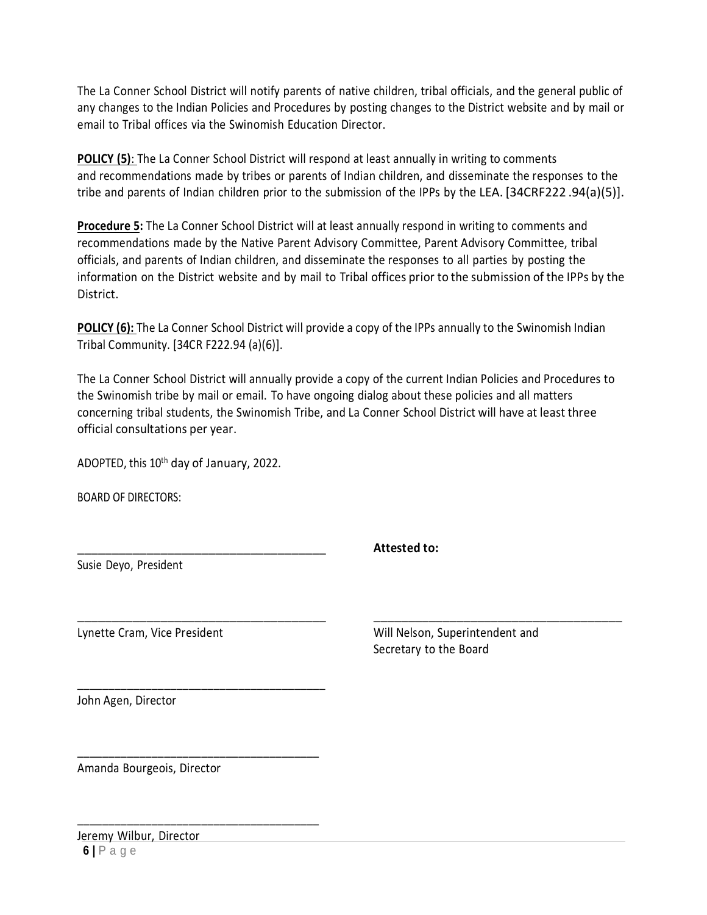The La Conner School District will notify parents of native children, tribal officials, and the general public of any changes to the Indian Policies and Procedures by posting changes to the District website and by mail or email to Tribal offices via the Swinomish Education Director.

**POLICY (5)**: The La Conner School District will respond at least annually in writing to comments and recommendations made by tribes or parents of Indian children, and disseminate the responses to the tribe and parents of Indian children prior to the submission of the IPPs by the LEA. [34CRF222 .94(a)(5)].

**Procedure 5:** The La Conner School District will at least annually respond in writing to comments and recommendations made by the Native Parent Advisory Committee, Parent Advisory Committee, tribal officials, and parents of Indian children, and disseminate the responses to all parties by posting the information on the District website and by mail to Tribal offices prior to the submission of the IPPs by the District.

**POLICY (6):** The La Conner School District will provide a copy of the IPPs annually to the Swinomish Indian Tribal Community. [34CR F222.94 (a)(6)].

The La Conner School District will annually provide a copy of the current Indian Policies and Procedures to the Swinomish tribe by mail or email. To have ongoing dialog about these policies and all matters concerning tribal students, the Swinomish Tribe, and La Conner School District will have at least three official consultations per year.

ADOPTED, this 10th day of January, 2022.

BOARD OF DIRECTORS:

______________________________________
Susie Deyo, President

**Attested to:**

______________________________________
Lynette Cram, Vice President

______________________________________
Will Nelson, Superintendent and
Secretary to the Board

______________________________________
John Agen, Director

______________________________________
Amanda Bourgeois, Director

______________________________________
Jeremy Wilbur, Director